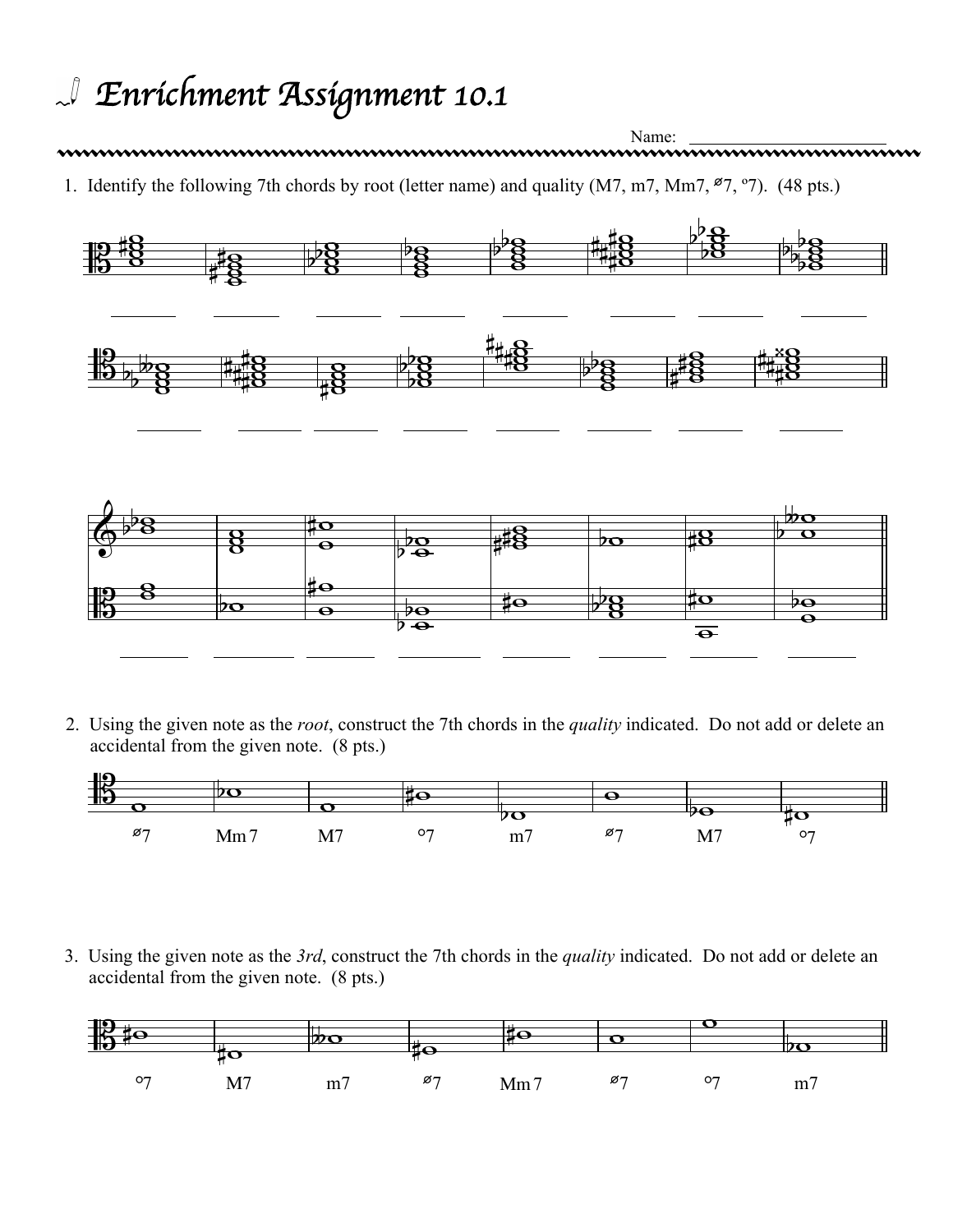# Enrichment Assignment 10.1

Name: _______________________

1. Identify the following 7th chords by root (letter name) and quality (M7, m7, Mm7, ø7, º7). (48 pts.)

2. Using the given note as the *root*, construct the 7th chords in the *quality* indicated. Do not add or delete an accidental from the given note. (8 pts.)

ø7 Mm7 M7 º7 m7 ø7 M7 º7

3. Using the given note as the *3rd*, construct the 7th chords in the *quality* indicated. Do not add or delete an accidental from the given note. (8 pts.)

º7 M7 m7 ø7 Mm7 ø7 º7 m7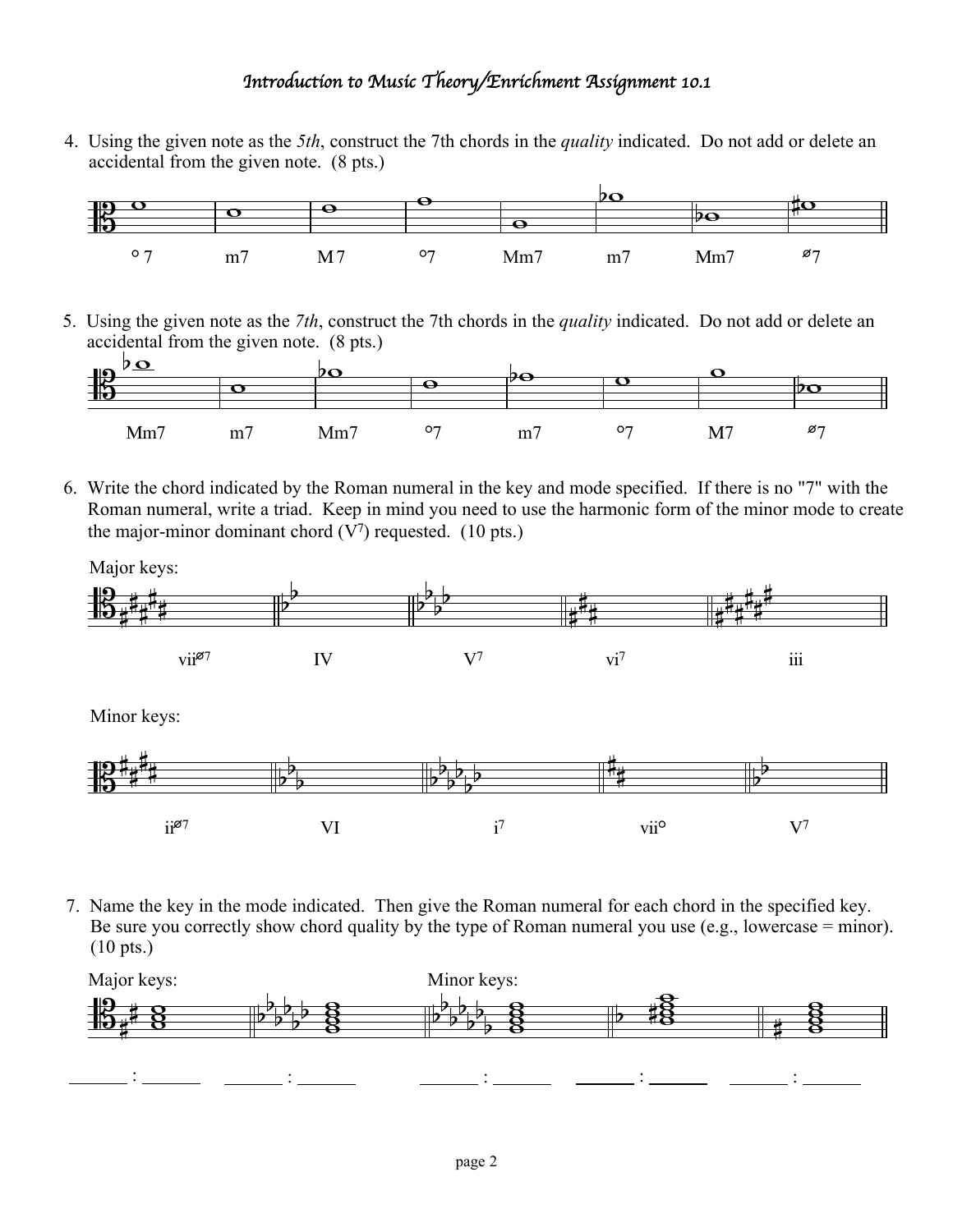## Introduction to Music Theory/Enrichment Assignment 10.1

4. Using the given note as the *5th*, construct the 7th chords in the *quality* indicated. Do not add or delete an accidental from the given note. (8 pts.)

°7 m7 M7 °7 Mm7 m7 Mm7 ø7

5. Using the given note as the *7th*, construct the 7th chords in the *quality* indicated. Do not add or delete an accidental from the given note. (8 pts.)

Mm7 m7 Mm7 °7 m7 °7 M7 ø7

6. Write the chord indicated by the Roman numeral in the key and mode specified. If there is no "7" with the Roman numeral, write a triad. Keep in mind you need to use the harmonic form of the minor mode to create the major-minor dominant chord ($V^7$) requested. (10 pts.)

Major keys:

$vii^{ø7}$ IV $V^7$ $vi^7$ iii

Minor keys:

$ii^{ø7}$ VI $i^7$ vii° $V^7$

7. Name the key in the mode indicated. Then give the Roman numeral for each chord in the specified key. Be sure you correctly show chord quality by the type of Roman numeral you use (e.g., lowercase = minor). (10 pts.)

Major keys: Minor keys:

______ : ______ ______ : ______ ______ : ______ ______ : ______ ______ : ______